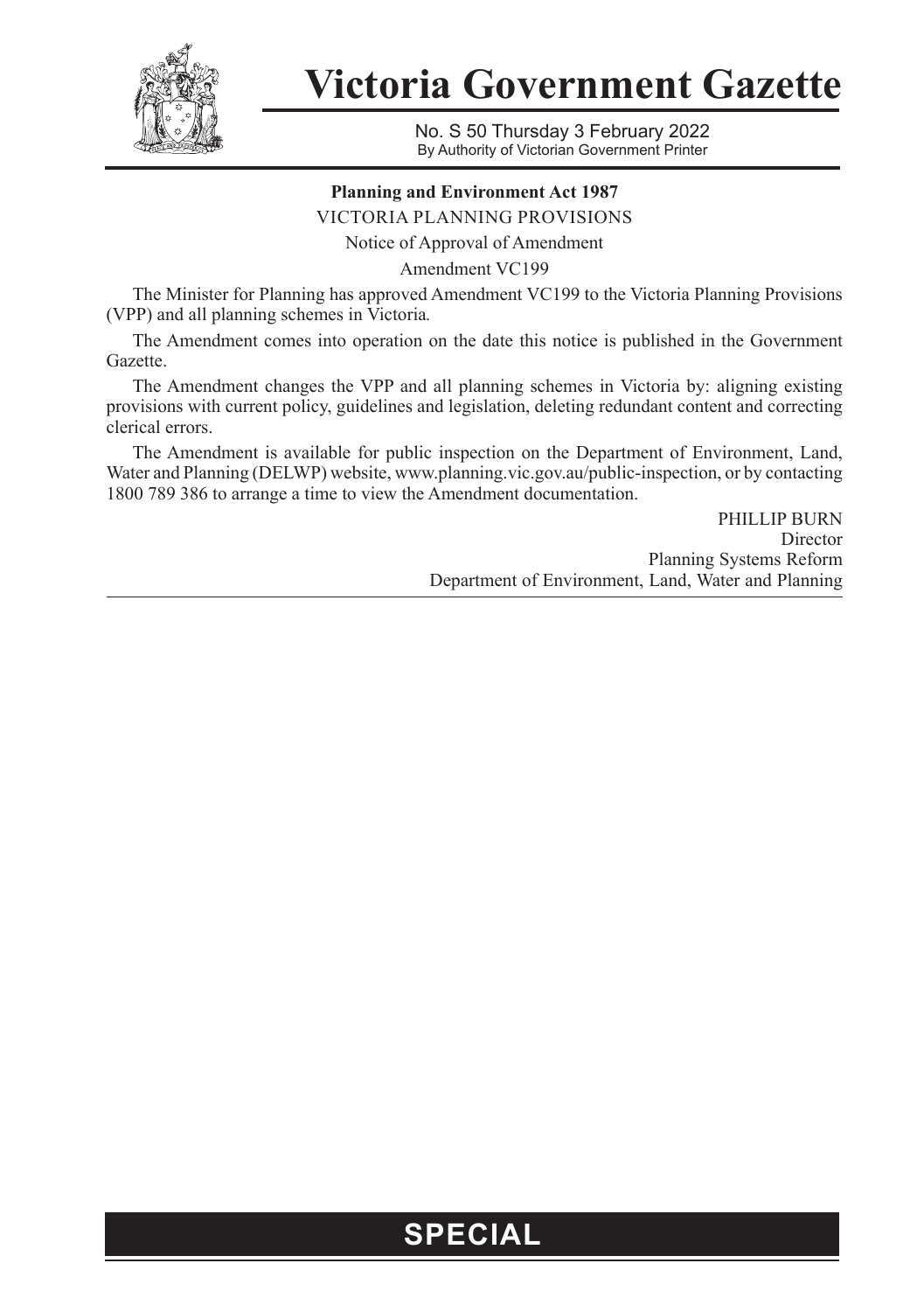# Victoria Government Gazette

No. S 50 Thursday 3 February 2022
By Authority of Victorian Government Printer

**Planning and Environment Act 1987**

VICTORIA PLANNING PROVISIONS

Notice of Approval of Amendment

Amendment VC199

The Minister for Planning has approved Amendment VC199 to the Victoria Planning Provisions (VPP) and all planning schemes in Victoria.

The Amendment comes into operation on the date this notice is published in the Government Gazette.

The Amendment changes the VPP and all planning schemes in Victoria by: aligning existing provisions with current policy, guidelines and legislation, deleting redundant content and correcting clerical errors.

The Amendment is available for public inspection on the Department of Environment, Land, Water and Planning (DELWP) website, www.planning.vic.gov.au/public-inspection, or by contacting 1800 789 386 to arrange a time to view the Amendment documentation.

PHILLIP BURN
Director
Planning Systems Reform
Department of Environment, Land, Water and Planning

**SPECIAL**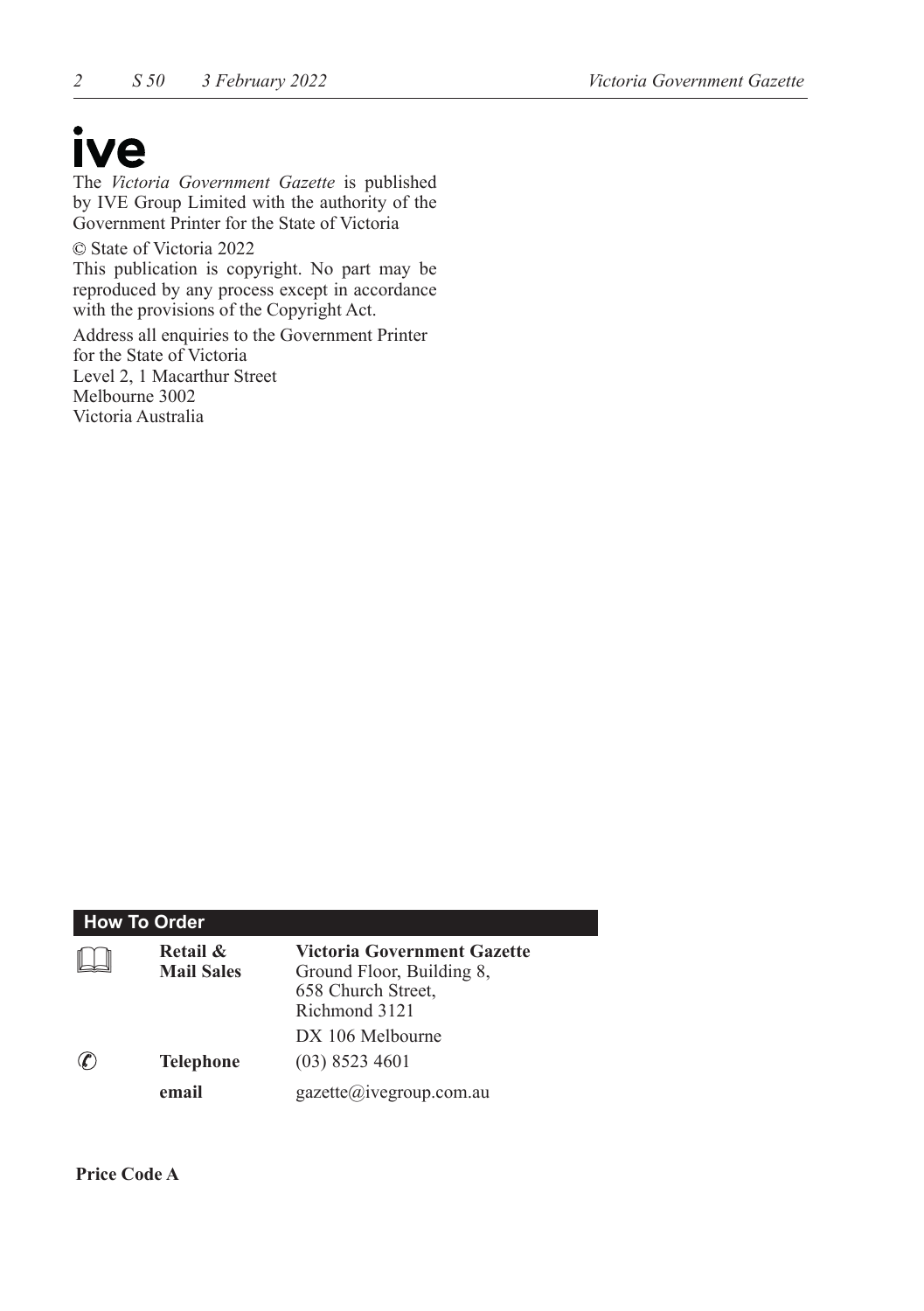ive

The *Victoria Government Gazette* is published by IVE Group Limited with the authority of the Government Printer for the State of Victoria

© State of Victoria 2022

This publication is copyright. No part may be reproduced by any process except in accordance with the provisions of the Copyright Act.

Address all enquiries to the Government Printer for the State of Victoria
Level 2, 1 Macarthur Street
Melbourne 3002
Victoria Australia

## How To Order

| | | |
|---|---|---|
| 🕮 | **Retail & Mail Sales** | **Victoria Government Gazette**<br>Ground Floor, Building 8,<br>658 Church Street,<br>Richmond 3121 |
| | | DX 106 Melbourne |
| ✆ | **Telephone** | (03) 8523 4601 |
| | **email** | gazette@ivegroup.com.au |

**Price Code A**